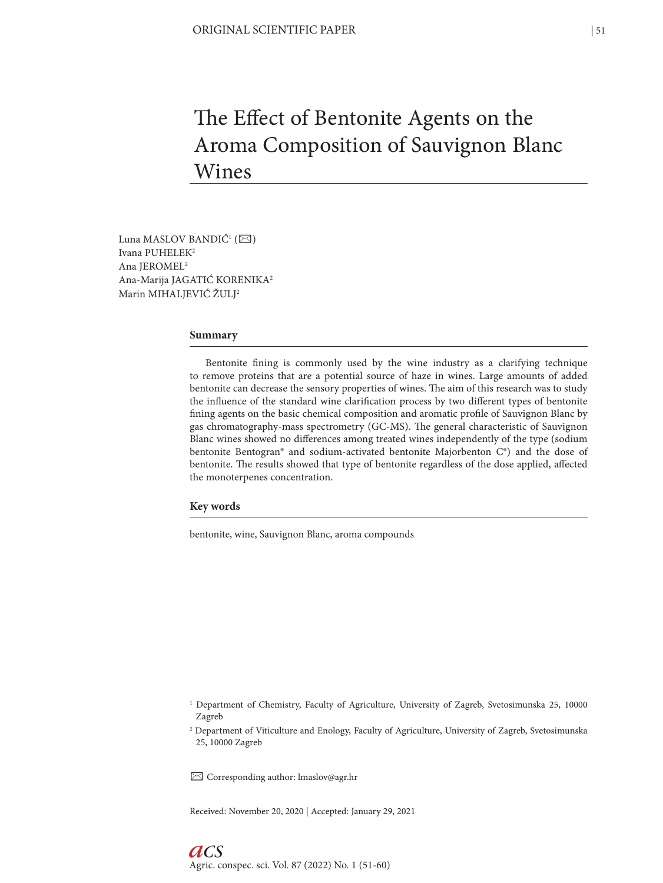ORIGINAL SCIENTIFIC PAPER

# The Effect of Bentonite Agents on the Aroma Composition of Sauvignon Blanc Wines

Luna MASLOV BANDIĆ[1] (✉)
Ivana PUHELEK[2]
Ana JEROMEL[2]
Ana-Marija JAGATIĆ KORENIKA[2]
Marin MIHALJEVIĆ ŽULJ[2]

## Summary

Bentonite fining is commonly used by the wine industry as a clarifying technique to remove proteins that are a potential source of haze in wines. Large amounts of added bentonite can decrease the sensory properties of wines. The aim of this research was to study the influence of the standard wine clarification process by two different types of bentonite fining agents on the basic chemical composition and aromatic profile of Sauvignon Blanc by gas chromatography-mass spectrometry (GC-MS). The general characteristic of Sauvignon Blanc wines showed no differences among treated wines independently of the type (sodium bentonite Bentogran® and sodium-activated bentonite Majorbenton C®) and the dose of bentonite. The results showed that type of bentonite regardless of the dose applied, affected the monoterpenes concentration.

## Key words

bentonite, wine, Sauvignon Blanc, aroma compounds

[1] Department of Chemistry, Faculty of Agriculture, University of Zagreb, Svetosimunska 25, 10000 Zagreb

[2] Department of Viticulture and Enology, Faculty of Agriculture, University of Zagreb, Svetosimunska 25, 10000 Zagreb

✉ Corresponding author: lmaslov@agr.hr

Received: November 20, 2020 | Accepted: January 29, 2021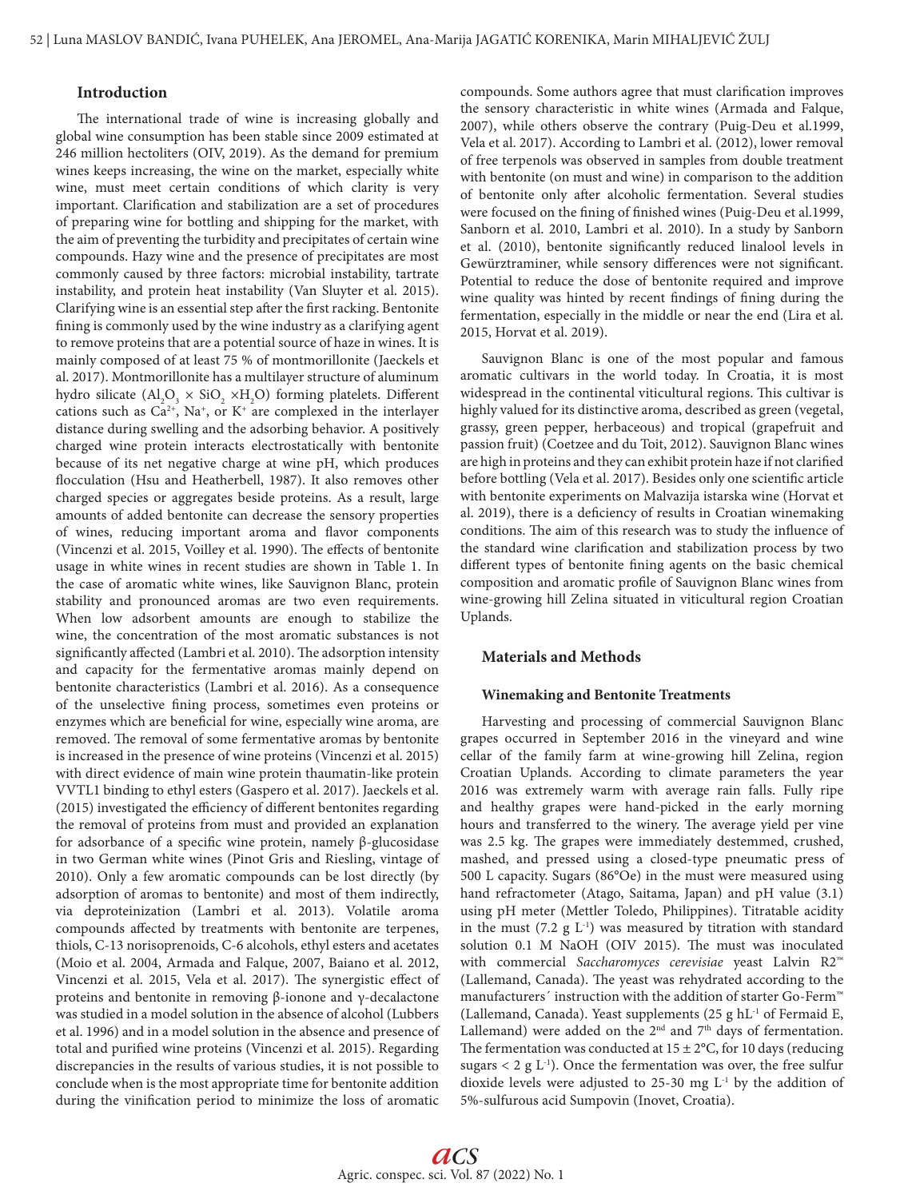## Introduction

The international trade of wine is increasing globally and global wine consumption has been stable since 2009 estimated at 246 million hectoliters (OIV, 2019). As the demand for premium wines keeps increasing, the wine on the market, especially white wine, must meet certain conditions of which clarity is very important. Clarification and stabilization are a set of procedures of preparing wine for bottling and shipping for the market, with the aim of preventing the turbidity and precipitates of certain wine compounds. Hazy wine and the presence of precipitates are most commonly caused by three factors: microbial instability, tartrate instability, and protein heat instability (Van Sluyter et al. 2015). Clarifying wine is an essential step after the first racking. Bentonite fining is commonly used by the wine industry as a clarifying agent to remove proteins that are a potential source of haze in wines. It is mainly composed of at least 75 % of montmorillonite (Jaeckels et al. 2017). Montmorillonite has a multilayer structure of aluminum hydro silicate ($Al_2O_3 \times SiO_2 \times H_2O$) forming platelets. Different cations such as $Ca^{2+}$, $Na^{+}$, or $K^{+}$ are complexed in the interlayer distance during swelling and the adsorbing behavior. A positively charged wine protein interacts electrostatically with bentonite because of its net negative charge at wine pH, which produces flocculation (Hsu and Heatherbell, 1987). It also removes other charged species or aggregates beside proteins. As a result, large amounts of added bentonite can decrease the sensory properties of wines, reducing important aroma and flavor components (Vincenzi et al. 2015, Voilley et al. 1990). The effects of bentonite usage in white wines in recent studies are shown in Table 1. In the case of aromatic white wines, like Sauvignon Blanc, protein stability and pronounced aromas are two even requirements. When low adsorbent amounts are enough to stabilize the wine, the concentration of the most aromatic substances is not significantly affected (Lambri et al. 2010). The adsorption intensity and capacity for the fermentative aromas mainly depend on bentonite characteristics (Lambri et al. 2016). As a consequence of the unselective fining process, sometimes even proteins or enzymes which are beneficial for wine, especially wine aroma, are removed. The removal of some fermentative aromas by bentonite is increased in the presence of wine proteins (Vincenzi et al. 2015) with direct evidence of main wine protein thaumatin-like protein VVTL1 binding to ethyl esters (Gaspero et al. 2017). Jaeckels et al. (2015) investigated the efficiency of different bentonites regarding the removal of proteins from must and provided an explanation for adsorbance of a specific wine protein, namely β-glucosidase in two German white wines (Pinot Gris and Riesling, vintage of 2010). Only a few aromatic compounds can be lost directly (by adsorption of aromas to bentonite) and most of them indirectly, via deproteinization (Lambri et al. 2013). Volatile aroma compounds affected by treatments with bentonite are terpenes, thiols, C-13 norisoprenoids, C-6 alcohols, ethyl esters and acetates (Moio et al. 2004, Armada and Falque, 2007, Baiano et al. 2012, Vincenzi et al. 2015, Vela et al. 2017). The synergistic effect of proteins and bentonite in removing β-ionone and γ-decalactone was studied in a model solution in the absence of alcohol (Lubbers et al. 1996) and in a model solution in the absence and presence of total and purified wine proteins (Vincenzi et al. 2015). Regarding discrepancies in the results of various studies, it is not possible to conclude when is the most appropriate time for bentonite addition during the vinification period to minimize the loss of aromatic compounds. Some authors agree that must clarification improves the sensory characteristic in white wines (Armada and Falque, 2007), while others observe the contrary (Puig-Deu et al.1999, Vela et al. 2017). According to Lambri et al. (2012), lower removal of free terpenols was observed in samples from double treatment with bentonite (on must and wine) in comparison to the addition of bentonite only after alcoholic fermentation. Several studies were focused on the fining of finished wines (Puig-Deu et al.1999, Sanborn et al. 2010, Lambri et al. 2010). In a study by Sanborn et al. (2010), bentonite significantly reduced linalool levels in Gewürztraminer, while sensory differences were not significant. Potential to reduce the dose of bentonite required and improve wine quality was hinted by recent findings of fining during the fermentation, especially in the middle or near the end (Lira et al. 2015, Horvat et al. 2019).

Sauvignon Blanc is one of the most popular and famous aromatic cultivars in the world today. In Croatia, it is most widespread in the continental viticultural regions. This cultivar is highly valued for its distinctive aroma, described as green (vegetal, grassy, green pepper, herbaceous) and tropical (grapefruit and passion fruit) (Coetzee and du Toit, 2012). Sauvignon Blanc wines are high in proteins and they can exhibit protein haze if not clarified before bottling (Vela et al. 2017). Besides only one scientific article with bentonite experiments on Malvazija istarska wine (Horvat et al. 2019), there is a deficiency of results in Croatian winemaking conditions. The aim of this research was to study the influence of the standard wine clarification and stabilization process by two different types of bentonite fining agents on the basic chemical composition and aromatic profile of Sauvignon Blanc wines from wine-growing hill Zelina situated in viticultural region Croatian Uplands.

## Materials and Methods

### Winemaking and Bentonite Treatments

Harvesting and processing of commercial Sauvignon Blanc grapes occurred in September 2016 in the vineyard and wine cellar of the family farm at wine-growing hill Zelina, region Croatian Uplands. According to climate parameters the year 2016 was extremely warm with average rain falls. Fully ripe and healthy grapes were hand-picked in the early morning hours and transferred to the winery. The average yield per vine was 2.5 kg. The grapes were immediately destemmed, crushed, mashed, and pressed using a closed-type pneumatic press of 500 L capacity. Sugars (86°Oe) in the must were measured using hand refractometer (Atago, Saitama, Japan) and pH value (3.1) using pH meter (Mettler Toledo, Philippines). Titratable acidity in the must (7.2 g $L^{-1}$) was measured by titration with standard solution 0.1 M NaOH (OIV 2015). The must was inoculated with commercial *Saccharomyces cerevisiae* yeast Lalvin R2™ (Lallemand, Canada). The yeast was rehydrated according to the manufacturers´ instruction with the addition of starter Go-Ferm™ (Lallemand, Canada). Yeast supplements (25 g $hL^{-1}$ of Fermaid E, Lallemand) were added on the 2nd and 7th days of fermentation. The fermentation was conducted at 15 ± 2°C, for 10 days (reducing sugars < 2 g $L^{-1}$). Once the fermentation was over, the free sulfur dioxide levels were adjusted to 25-30 mg $L^{-1}$ by the addition of 5%-sulfurous acid Sumpovin (Inovet, Croatia).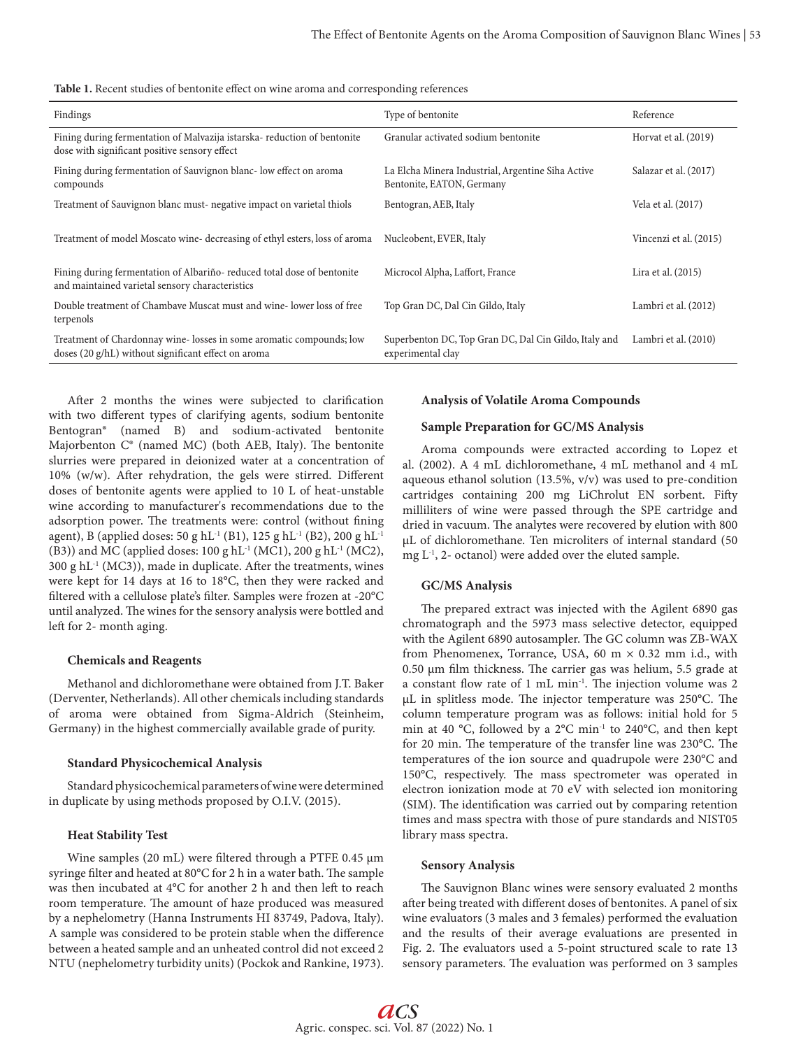**Table 1.** Recent studies of bentonite effect on wine aroma and corresponding references

| Findings | Type of bentonite | Reference |
|---|---|---|
| Fining during fermentation of Malvazija istarska- reduction of bentonite dose with significant positive sensory effect | Granular activated sodium bentonite | Horvat et al. (2019) |
| Fining during fermentation of Sauvignon blanc- low effect on aroma compounds | La Elcha Minera Industrial, Argentine Siha Active Bentonite, EATON, Germany | Salazar et al. (2017) |
| Treatment of Sauvignon blanc must- negative impact on varietal thiols | Bentogran, AEB, Italy | Vela et al. (2017) |
| Treatment of model Moscato wine- decreasing of ethyl esters, loss of aroma | Nucleobent, EVER, Italy | Vincenzi et al. (2015) |
| Fining during fermentation of Albariño- reduced total dose of bentonite and maintained varietal sensory characteristics | Microcol Alpha, Laffort, France | Lira et al. (2015) |
| Double treatment of Chambave Muscat must and wine- lower loss of free terpenols | Top Gran DC, Dal Cin Gildo, Italy | Lambri et al. (2012) |
| Treatment of Chardonnay wine- losses in some aromatic compounds; low doses (20 g/hL) without significant effect on aroma | Superbenton DC, Top Gran DC, Dal Cin Gildo, Italy and experimental clay | Lambri et al. (2010) |

After 2 months the wines were subjected to clarification with two different types of clarifying agents, sodium bentonite Bentogran® (named B) and sodium-activated bentonite Majorbenton C® (named MC) (both AEB, Italy). The bentonite slurries were prepared in deionized water at a concentration of 10% (w/w). After rehydration, the gels were stirred. Different doses of bentonite agents were applied to 10 L of heat-unstable wine according to manufacturer's recommendations due to the adsorption power. The treatments were: control (without fining agent), B (applied doses: 50 g $hL^{-1}$ (B1), 125 g $hL^{-1}$ (B2), 200 g $hL^{-1}$ (B3)) and MC (applied doses: 100 g $hL^{-1}$ (MC1), 200 g $hL^{-1}$ (MC2), 300 g $hL^{-1}$ (MC3)), made in duplicate. After the treatments, wines were kept for 14 days at 16 to 18°C, then they were racked and filtered with a cellulose plate's filter. Samples were frozen at -20°C until analyzed. The wines for the sensory analysis were bottled and left for 2- month aging.

### Chemicals and Reagents

Methanol and dichloromethane were obtained from J.T. Baker (Derventer, Netherlands). All other chemicals including standards of aroma were obtained from Sigma-Aldrich (Steinheim, Germany) in the highest commercially available grade of purity.

### Standard Physicochemical Analysis

Standard physicochemical parameters of wine were determined in duplicate by using methods proposed by O.I.V. (2015).

### Heat Stability Test

Wine samples (20 mL) were filtered through a PTFE 0.45 μm syringe filter and heated at 80°C for 2 h in a water bath. The sample was then incubated at 4°C for another 2 h and then left to reach room temperature. The amount of haze produced was measured by a nephelometry (Hanna Instruments HI 83749, Padova, Italy). A sample was considered to be protein stable when the difference between a heated sample and an unheated control did not exceed 2 NTU (nephelometry turbidity units) (Pockok and Rankine, 1973).

### Analysis of Volatile Aroma Compounds

### Sample Preparation for GC/MS Analysis

Aroma compounds were extracted according to Lopez et al. (2002). A 4 mL dichloromethane, 4 mL methanol and 4 mL aqueous ethanol solution (13.5%, v/v) was used to pre-condition cartridges containing 200 mg LiChrolut EN sorbent. Fifty milliliters of wine were passed through the SPE cartridge and dried in vacuum. The analytes were recovered by elution with 800 μL of dichloromethane. Ten microliters of internal standard (50 mg $L^{-1}$, 2- octanol) were added over the eluted sample.

### GC/MS Analysis

The prepared extract was injected with the Agilent 6890 gas chromatograph and the 5973 mass selective detector, equipped with the Agilent 6890 autosampler. The GC column was ZB-WAX from Phenomenex, Torrance, USA, 60 m × 0.32 mm i.d., with 0.50 μm film thickness. The carrier gas was helium, 5.5 grade at a constant flow rate of 1 mL $min^{-1}$. The injection volume was 2 μL in splitless mode. The injector temperature was 250°C. The column temperature program was as follows: initial hold for 5 min at 40 °C, followed by a 2°C $min^{-1}$ to 240°C, and then kept for 20 min. The temperature of the transfer line was 230°C. The temperatures of the ion source and quadrupole were 230°C and 150°C, respectively. The mass spectrometer was operated in electron ionization mode at 70 eV with selected ion monitoring (SIM). The identification was carried out by comparing retention times and mass spectra with those of pure standards and NIST05 library mass spectra.

### Sensory Analysis

The Sauvignon Blanc wines were sensory evaluated 2 months after being treated with different doses of bentonites. A panel of six wine evaluators (3 males and 3 females) performed the evaluation and the results of their average evaluations are presented in Fig. 2. The evaluators used a 5-point structured scale to rate 13 sensory parameters. The evaluation was performed on 3 samples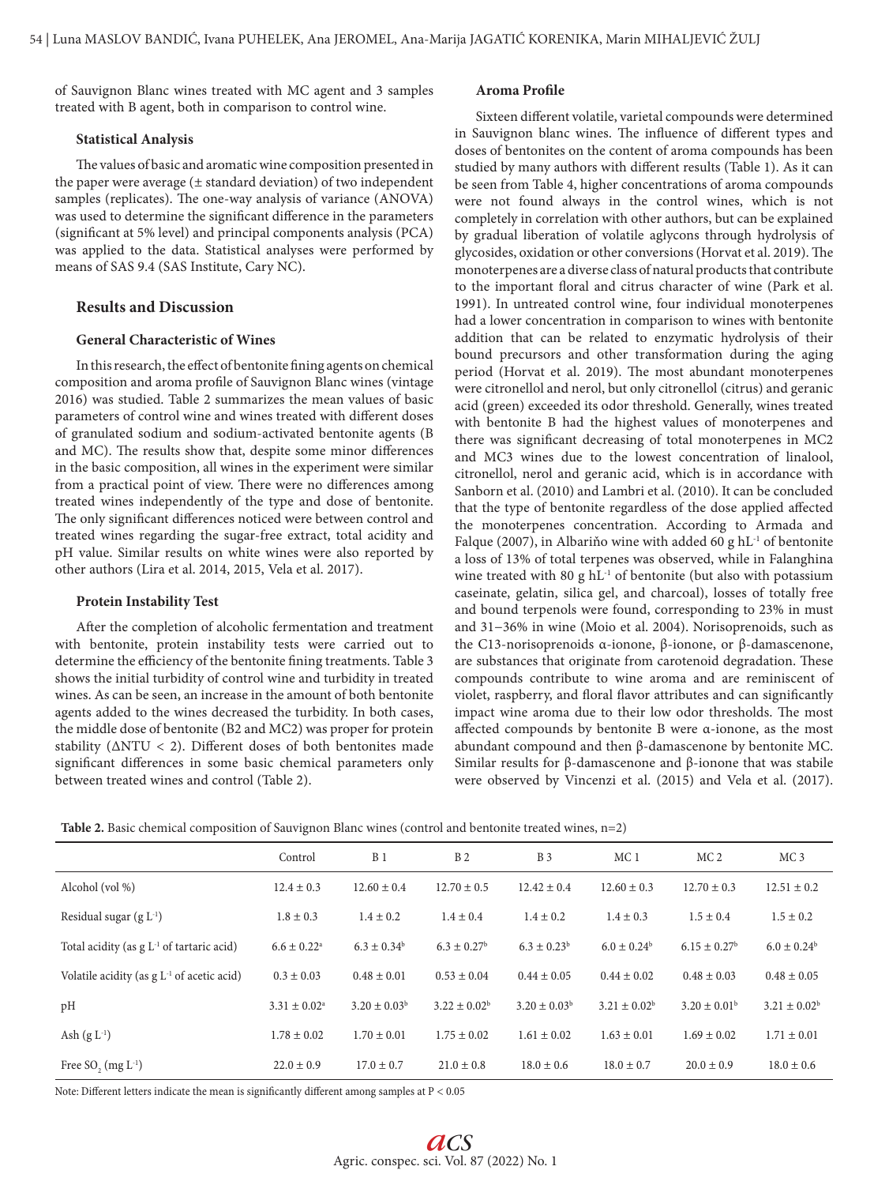of Sauvignon Blanc wines treated with MC agent and 3 samples treated with B agent, both in comparison to control wine.

### Statistical Analysis

The values of basic and aromatic wine composition presented in the paper were average (± standard deviation) of two independent samples (replicates). The one-way analysis of variance (ANOVA) was used to determine the significant difference in the parameters (significant at 5% level) and principal components analysis (PCA) was applied to the data. Statistical analyses were performed by means of SAS 9.4 (SAS Institute, Cary NC).

## Results and Discussion

### General Characteristic of Wines

In this research, the effect of bentonite fining agents on chemical composition and aroma profile of Sauvignon Blanc wines (vintage 2016) was studied. Table 2 summarizes the mean values of basic parameters of control wine and wines treated with different doses of granulated sodium and sodium-activated bentonite agents (B and MC). The results show that, despite some minor differences in the basic composition, all wines in the experiment were similar from a practical point of view. There were no differences among treated wines independently of the type and dose of bentonite. The only significant differences noticed were between control and treated wines regarding the sugar-free extract, total acidity and pH value. Similar results on white wines were also reported by other authors (Lira et al. 2014, 2015, Vela et al. 2017).

### Protein Instability Test

After the completion of alcoholic fermentation and treatment with bentonite, protein instability tests were carried out to determine the efficiency of the bentonite fining treatments. Table 3 shows the initial turbidity of control wine and turbidity in treated wines. As can be seen, an increase in the amount of both bentonite agents added to the wines decreased the turbidity. In both cases, the middle dose of bentonite (B2 and MC2) was proper for protein stability (ΔNTU < 2). Different doses of both bentonites made significant differences in some basic chemical parameters only between treated wines and control (Table 2).

### Aroma Profile

Sixteen different volatile, varietal compounds were determined in Sauvignon blanc wines. The influence of different types and doses of bentonites on the content of aroma compounds has been studied by many authors with different results (Table 1). As it can be seen from Table 4, higher concentrations of aroma compounds were not found always in the control wines, which is not completely in correlation with other authors, but can be explained by gradual liberation of volatile aglycons through hydrolysis of glycosides, oxidation or other conversions (Horvat et al. 2019). The monoterpenes are a diverse class of natural products that contribute to the important floral and citrus character of wine (Park et al. 1991). In untreated control wine, four individual monoterpenes had a lower concentration in comparison to wines with bentonite addition that can be related to enzymatic hydrolysis of their bound precursors and other transformation during the aging period (Horvat et al. 2019). The most abundant monoterpenes were citronellol and nerol, but only citronellol (citrus) and geranic acid (green) exceeded its odor threshold. Generally, wines treated with bentonite B had the highest values of monoterpenes and there was significant decreasing of total monoterpenes in MC2 and MC3 wines due to the lowest concentration of linalool, citronellol, nerol and geranic acid, which is in accordance with Sanborn et al. (2010) and Lambri et al. (2010). It can be concluded that the type of bentonite regardless of the dose applied affected the monoterpenes concentration. According to Armada and Falque (2007), in Albariño wine with added 60 g $hL^{-1}$ of bentonite a loss of 13% of total terpenes was observed, while in Falanghina wine treated with 80 g $hL^{-1}$ of bentonite (but also with potassium caseinate, gelatin, silica gel, and charcoal), losses of totally free and bound terpenols were found, corresponding to 23% in must and 31−36% in wine (Moio et al. 2004). Norisoprenoids, such as the C13-norisoprenoids α-ionone, β-ionone, or β-damascenone, are substances that originate from carotenoid degradation. These compounds contribute to wine aroma and are reminiscent of violet, raspberry, and floral flavor attributes and can significantly impact wine aroma due to their low odor thresholds. The most affected compounds by bentonite B were α-ionone, as the most abundant compound and then β-damascenone by bentonite MC. Similar results for β-damascenone and β-ionone that was stabile were observed by Vincenzi et al. (2015) and Vela et al. (2017).

**Table 2.** Basic chemical composition of Sauvignon Blanc wines (control and bentonite treated wines, n=2)

| | Control | B 1 | B 2 | B 3 | MC 1 | MC 2 | MC 3 |
|---|---|---|---|---|---|---|---|
| Alcohol (vol %) | 12.4 ± 0.3 | 12.60 ± 0.4 | 12.70 ± 0.5 | 12.42 ± 0.4 | 12.60 ± 0.3 | 12.70 ± 0.3 | 12.51 ± 0.2 |
| Residual sugar (g $L^{-1}$) | 1.8 ± 0.3 | 1.4 ± 0.2 | 1.4 ± 0.4 | 1.4 ± 0.2 | 1.4 ± 0.3 | 1.5 ± 0.4 | 1.5 ± 0.2 |
| Total acidity (as g $L^{-1}$ of tartaric acid) | 6.6 ± 0.22[a] | 6.3 ± 0.34[b] | 6.3 ± 0.27[b] | 6.3 ± 0.23[b] | 6.0 ± 0.24[b] | 6.15 ± 0.27[b] | 6.0 ± 0.24[b] |
| Volatile acidity (as g $L^{-1}$ of acetic acid) | 0.3 ± 0.03 | 0.48 ± 0.01 | 0.53 ± 0.04 | 0.44 ± 0.05 | 0.44 ± 0.02 | 0.48 ± 0.03 | 0.48 ± 0.05 |
| pH | 3.31 ± 0.02[a] | 3.20 ± 0.03[b] | 3.22 ± 0.02[b] | 3.20 ± 0.03[b] | 3.21 ± 0.02[b] | 3.20 ± 0.01[b] | 3.21 ± 0.02[b] |
| Ash (g $L^{-1}$) | 1.78 ± 0.02 | 1.70 ± 0.01 | 1.75 ± 0.02 | 1.61 ± 0.02 | 1.63 ± 0.01 | 1.69 ± 0.02 | 1.71 ± 0.01 |
| Free $SO_2$ (mg $L^{-1}$) | 22.0 ± 0.9 | 17.0 ± 0.7 | 21.0 ± 0.8 | 18.0 ± 0.6 | 18.0 ± 0.7 | 20.0 ± 0.9 | 18.0 ± 0.6 |

Note: Different letters indicate the mean is significantly different among samples at P < 0.05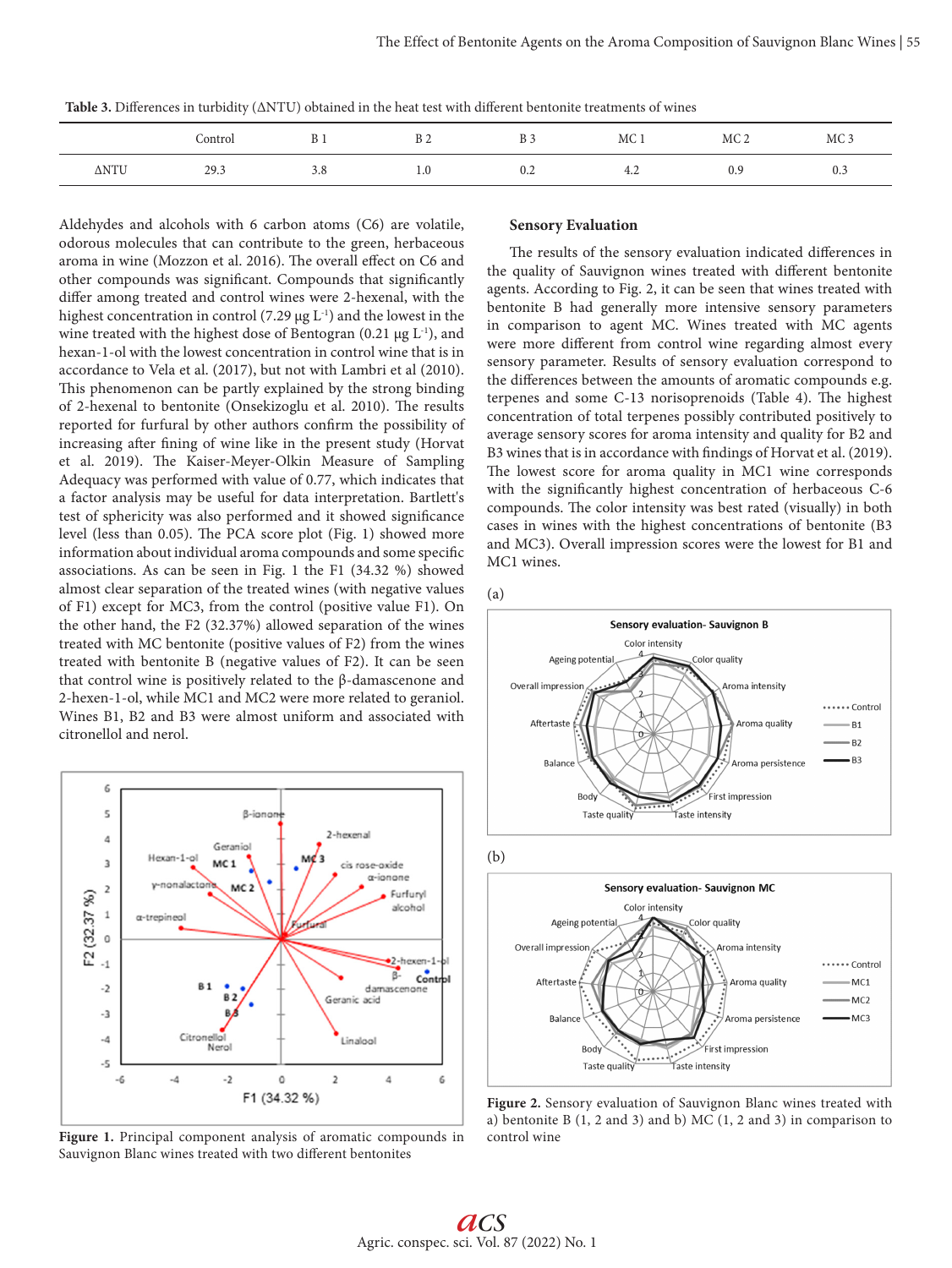**Table 3.** Differences in turbidity (ΔNTU) obtained in the heat test with different bentonite treatments of wines

| | Control | B 1 | B 2 | B 3 | MC 1 | MC 2 | MC 3 |
|---|---|---|---|---|---|---|---|
| ΔNTU | 29.3 | 3.8 | 1.0 | 0.2 | 4.2 | 0.9 | 0.3 |

Aldehydes and alcohols with 6 carbon atoms (C6) are volatile, odorous molecules that can contribute to the green, herbaceous aroma in wine (Mozzon et al. 2016). The overall effect on C6 and other compounds was significant. Compounds that significantly differ among treated and control wines were 2-hexenal, with the highest concentration in control (7.29 µg $L^{-1}$) and the lowest in the wine treated with the highest dose of Bentogran (0.21 µg $L^{-1}$), and hexan-1-ol with the lowest concentration in control wine that is in accordance to Vela et al. (2017), but not with Lambri et al (2010). This phenomenon can be partly explained by the strong binding of 2-hexenal to bentonite (Onsekizoglu et al. 2010). The results reported for furfural by other authors confirm the possibility of increasing after fining of wine like in the present study (Horvat et al. 2019). The Kaiser-Meyer-Olkin Measure of Sampling Adequacy was performed with value of 0.77, which indicates that a factor analysis may be useful for data interpretation. Bartlett's test of sphericity was also performed and it showed significance level (less than 0.05). The PCA score plot (Fig. 1) showed more information about individual aroma compounds and some specific associations. As can be seen in Fig. 1 the F1 (34.32 %) showed almost clear separation of the treated wines (with negative values of F1) except for MC3, from the control (positive value F1). On the other hand, the F2 (32.37%) allowed separation of the wines treated with MC bentonite (positive values of F2) from the wines treated with bentonite B (negative values of F2). It can be seen that control wine is positively related to the β-damascenone and 2-hexen-1-ol, while MC1 and MC2 were more related to geraniol. Wines B1, B2 and B3 were almost uniform and associated with citronellol and nerol.

**Figure 1.** Principal component analysis of aromatic compounds in Sauvignon Blanc wines treated with two different bentonites

### Sensory Evaluation

The results of the sensory evaluation indicated differences in the quality of Sauvignon wines treated with different bentonite agents. According to Fig. 2, it can be seen that wines treated with bentonite B had generally more intensive sensory parameters in comparison to agent MC. Wines treated with MC agents were more different from control wine regarding almost every sensory parameter. Results of sensory evaluation correspond to the differences between the amounts of aromatic compounds e.g. terpenes and some C-13 norisoprenoids (Table 4). The highest concentration of total terpenes possibly contributed positively to average sensory scores for aroma intensity and quality for B2 and B3 wines that is in accordance with findings of Horvat et al. (2019). The lowest score for aroma quality in MC1 wine corresponds with the significantly highest concentration of herbaceous C-6 compounds. The color intensity was best rated (visually) in both cases in wines with the highest concentrations of bentonite (B3 and MC3). Overall impression scores were the lowest for B1 and MC1 wines.

**Figure 2.** Sensory evaluation of Sauvignon Blanc wines treated with a) bentonite B (1, 2 and 3) and b) MC (1, 2 and 3) in comparison to control wine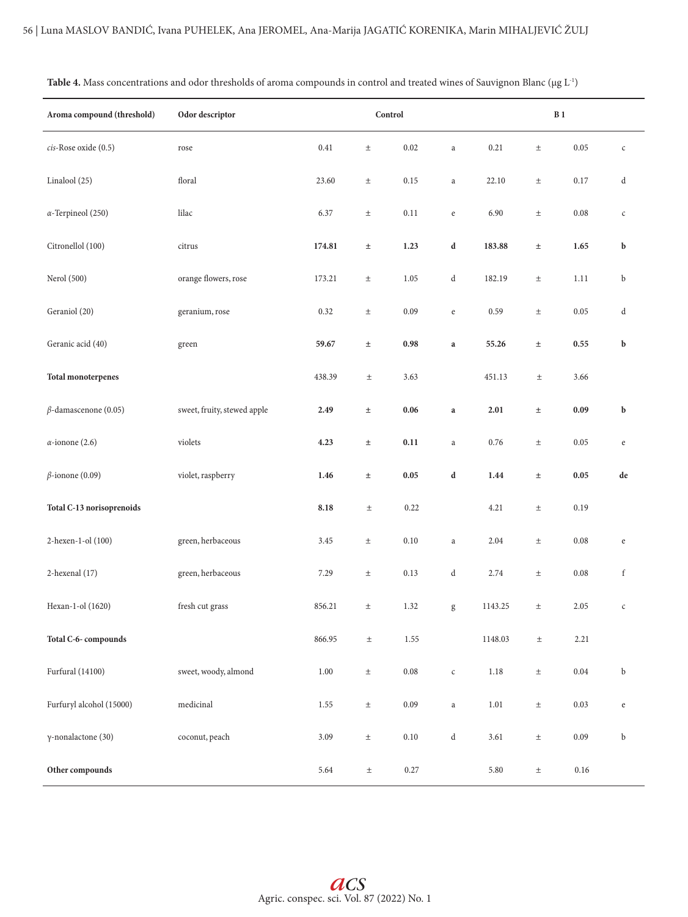**Table 4.** Mass concentrations and odor thresholds of aroma compounds in control and treated wines of Sauvignon Blanc (μg L[-1])

| Aroma compound (threshold) | Odor descriptor | Control | | | | B 1 | | | |
|---|---|---|---|---|---|---|---|---|---|
| *cis*-Rose oxide (0.5) | rose | 0.41 | ± | 0.02 | a | 0.21 | ± | 0.05 | c |
| Linalool (25) | floral | 23.60 | ± | 0.15 | a | 22.10 | ± | 0.17 | d |
| *α*-Terpineol (250) | lilac | 6.37 | ± | 0.11 | e | 6.90 | ± | 0.08 | c |
| Citronellol (100) | citrus | **174.81** | ± | **1.23** | **d** | **183.88** | ± | **1.65** | **b** |
| Nerol (500) | orange flowers, rose | 173.21 | ± | 1.05 | d | 182.19 | ± | 1.11 | b |
| Geraniol (20) | geranium, rose | 0.32 | ± | 0.09 | e | 0.59 | ± | 0.05 | d |
| Geranic acid (40) | green | **59.67** | ± | **0.98** | **a** | **55.26** | ± | **0.55** | **b** |
| **Total monoterpenes** | | 438.39 | ± | 3.63 | | 451.13 | ± | 3.66 | |
| *β*-damascenone (0.05) | sweet, fruity, stewed apple | **2.49** | ± | **0.06** | **a** | **2.01** | ± | **0.09** | **b** |
| *α*-ionone (2.6) | violets | **4.23** | ± | **0.11** | a | 0.76 | ± | 0.05 | e |
| *β*-ionone (0.09) | violet, raspberry | **1.46** | ± | **0.05** | **d** | **1.44** | ± | **0.05** | **de** |
| **Total C-13 norisoprenoids** | | **8.18** | ± | 0.22 | | 4.21 | ± | 0.19 | |
| 2-hexen-1-ol (100) | green, herbaceous | 3.45 | ± | 0.10 | a | 2.04 | ± | 0.08 | e |
| 2-hexenal (17) | green, herbaceous | 7.29 | ± | 0.13 | d | 2.74 | ± | 0.08 | f |
| Hexan-1-ol (1620) | fresh cut grass | 856.21 | ± | 1.32 | g | 1143.25 | ± | 2.05 | c |
| **Total C-6- compounds** | | 866.95 | ± | 1.55 | | 1148.03 | ± | 2.21 | |
| Furfural (14100) | sweet, woody, almond | 1.00 | ± | 0.08 | c | 1.18 | ± | 0.04 | b |
| Furfuryl alcohol (15000) | medicinal | 1.55 | ± | 0.09 | a | 1.01 | ± | 0.03 | e |
| γ-nonalactone (30) | coconut, peach | 3.09 | ± | 0.10 | d | 3.61 | ± | 0.09 | b |
| **Other compounds** | | 5.64 | ± | 0.27 | | 5.80 | ± | 0.16 | |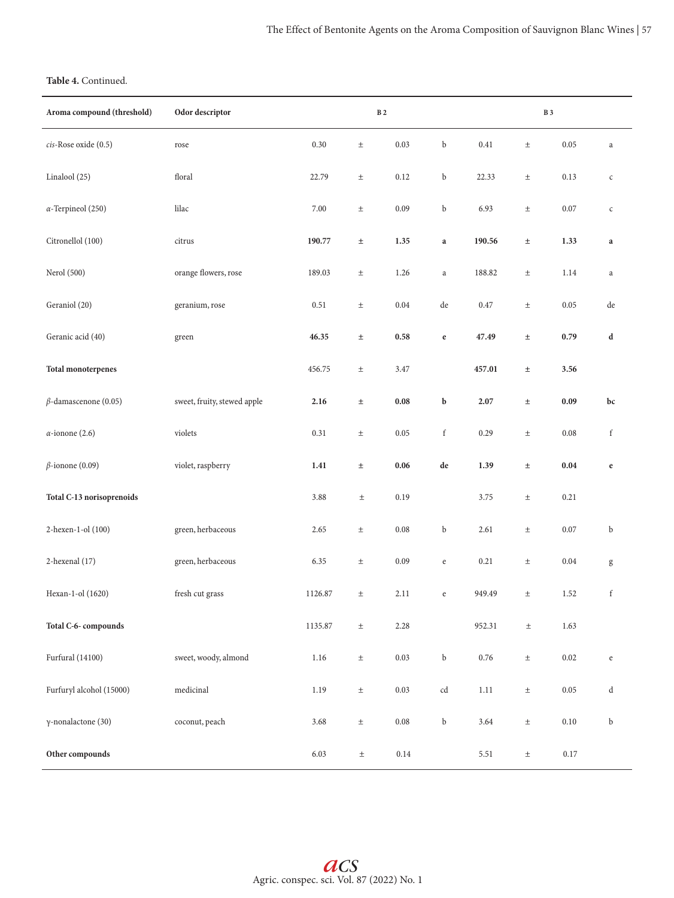**Table 4.** Continued.

| Aroma compound (threshold) | Odor descriptor | B 2 | | | | B 3 | | | |
|---|---|---|---|---|---|---|---|---|---|
| *cis*-Rose oxide (0.5) | rose | 0.30 | ± | 0.03 | b | 0.41 | ± | 0.05 | a |
| Linalool (25) | floral | 22.79 | ± | 0.12 | b | 22.33 | ± | 0.13 | c |
| *α*-Terpineol (250) | lilac | 7.00 | ± | 0.09 | b | 6.93 | ± | 0.07 | c |
| Citronellol (100) | citrus | **190.77** | ± | **1.35** | **a** | **190.56** | ± | **1.33** | **a** |
| Nerol (500) | orange flowers, rose | 189.03 | ± | 1.26 | a | 188.82 | ± | 1.14 | a |
| Geraniol (20) | geranium, rose | 0.51 | ± | 0.04 | de | 0.47 | ± | 0.05 | de |
| Geranic acid (40) | green | **46.35** | ± | **0.58** | **e** | **47.49** | ± | **0.79** | **d** |
| **Total monoterpenes** | | 456.75 | ± | 3.47 | | **457.01** | ± | **3.56** | |
| *β*-damascenone (0.05) | sweet, fruity, stewed apple | **2.16** | ± | **0.08** | **b** | **2.07** | ± | **0.09** | **bc** |
| *α*-ionone (2.6) | violets | 0.31 | ± | 0.05 | f | 0.29 | ± | 0.08 | f |
| *β*-ionone (0.09) | violet, raspberry | **1.41** | ± | **0.06** | **de** | **1.39** | ± | **0.04** | **e** |
| **Total C-13 norisoprenoids** | | 3.88 | ± | 0.19 | | 3.75 | ± | 0.21 | |
| 2-hexen-1-ol (100) | green, herbaceous | 2.65 | ± | 0.08 | b | 2.61 | ± | 0.07 | b |
| 2-hexenal (17) | green, herbaceous | 6.35 | ± | 0.09 | e | 0.21 | ± | 0.04 | g |
| Hexan-1-ol (1620) | fresh cut grass | 1126.87 | ± | 2.11 | e | 949.49 | ± | 1.52 | f |
| **Total C-6- compounds** | | 1135.87 | ± | 2.28 | | 952.31 | ± | 1.63 | |
| Furfural (14100) | sweet, woody, almond | 1.16 | ± | 0.03 | b | 0.76 | ± | 0.02 | e |
| Furfuryl alcohol (15000) | medicinal | 1.19 | ± | 0.03 | cd | 1.11 | ± | 0.05 | d |
| γ-nonalactone (30) | coconut, peach | 3.68 | ± | 0.08 | b | 3.64 | ± | 0.10 | b |
| **Other compounds** | | 6.03 | ± | 0.14 | | 5.51 | ± | 0.17 | |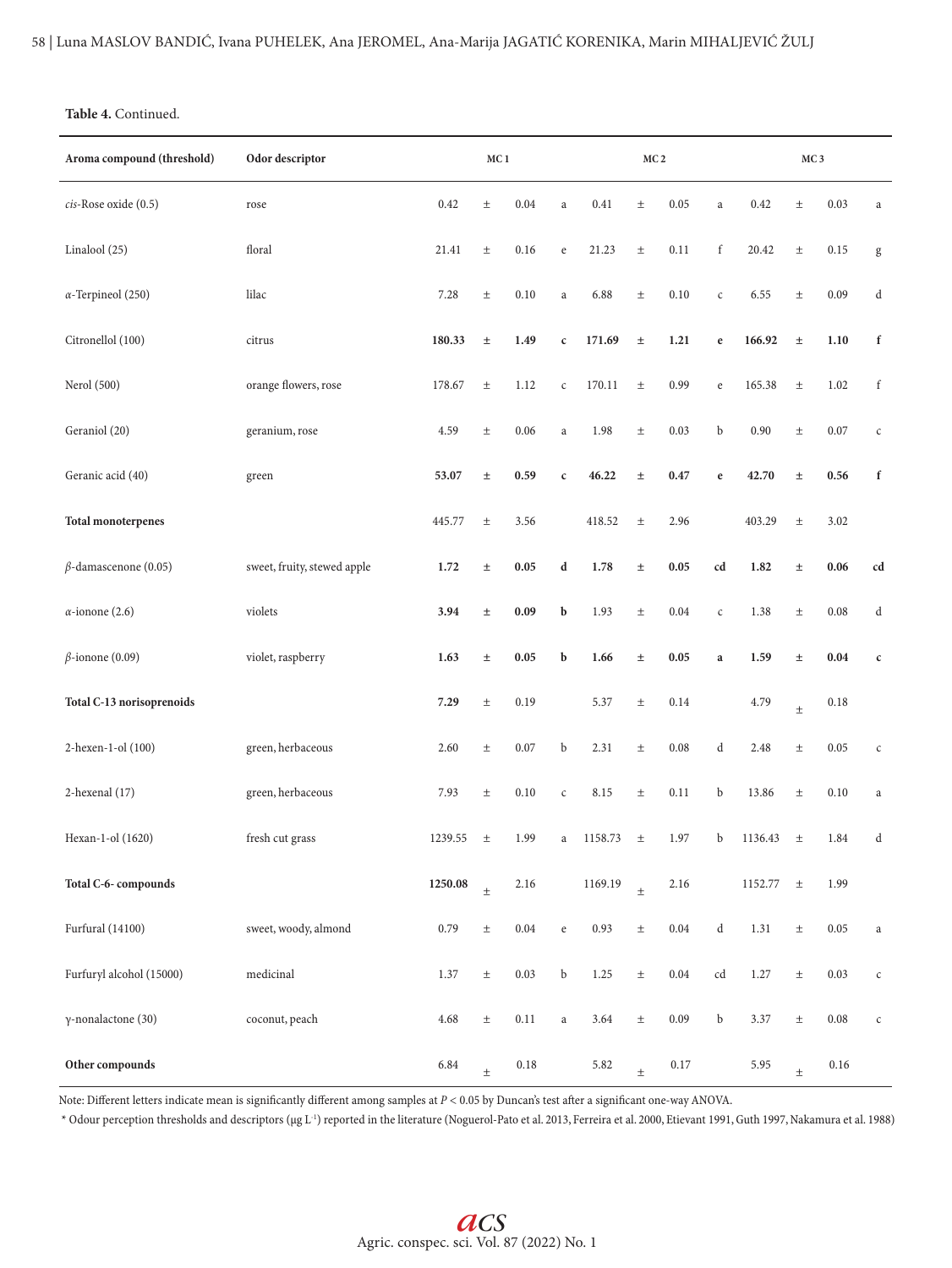**Table 4.** Continued.

| Aroma compound (threshold) | Odor descriptor | MC 1 | | | | MC 2 | | | | MC 3 | | | |
|---|---|---|---|---|---|---|---|---|---|---|---|---|---|
| *cis*-Rose oxide (0.5) | rose | 0.42 | ± | 0.04 | a | 0.41 | ± | 0.05 | a | 0.42 | ± | 0.03 | a |
| Linalool (25) | floral | 21.41 | ± | 0.16 | e | 21.23 | ± | 0.11 | f | 20.42 | ± | 0.15 | g |
| *α*-Terpineol (250) | lilac | 7.28 | ± | 0.10 | a | 6.88 | ± | 0.10 | c | 6.55 | ± | 0.09 | d |
| Citronellol (100) | citrus | **180.33** | ± | **1.49** | **c** | **171.69** | ± | **1.21** | **e** | **166.92** | ± | **1.10** | **f** |
| Nerol (500) | orange flowers, rose | 178.67 | ± | 1.12 | c | 170.11 | ± | 0.99 | e | 165.38 | ± | 1.02 | f |
| Geraniol (20) | geranium, rose | 4.59 | ± | 0.06 | a | 1.98 | ± | 0.03 | b | 0.90 | ± | 0.07 | c |
| Geranic acid (40) | green | **53.07** | ± | **0.59** | **c** | **46.22** | ± | **0.47** | **e** | **42.70** | ± | **0.56** | **f** |
| **Total monoterpenes** | | 445.77 | ± | 3.56 | | 418.52 | ± | 2.96 | | 403.29 | ± | 3.02 | |
| *β*-damascenone (0.05) | sweet, fruity, stewed apple | **1.72** | ± | **0.05** | **d** | **1.78** | ± | **0.05** | **cd** | **1.82** | ± | **0.06** | **cd** |
| *α*-ionone (2.6) | violets | **3.94** | ± | **0.09** | **b** | 1.93 | ± | 0.04 | c | 1.38 | ± | 0.08 | d |
| *β*-ionone (0.09) | violet, raspberry | **1.63** | ± | **0.05** | **b** | **1.66** | ± | **0.05** | **a** | **1.59** | ± | **0.04** | **c** |
| **Total C-13 norisoprenoids** | | **7.29** | ± | 0.19 | | 5.37 | ± | 0.14 | | 4.79 | ± | 0.18 | |
| 2-hexen-1-ol (100) | green, herbaceous | 2.60 | ± | 0.07 | b | 2.31 | ± | 0.08 | d | 2.48 | ± | 0.05 | c |
| 2-hexenal (17) | green, herbaceous | 7.93 | ± | 0.10 | c | 8.15 | ± | 0.11 | b | 13.86 | ± | 0.10 | a |
| Hexan-1-ol (1620) | fresh cut grass | 1239.55 | ± | 1.99 | a | 1158.73 | ± | 1.97 | b | 1136.43 | ± | 1.84 | d |
| **Total C-6- compounds** | | **1250.08** | ± | 2.16 | | 1169.19 | ± | 2.16 | | 1152.77 | ± | 1.99 | |
| Furfural (14100) | sweet, woody, almond | 0.79 | ± | 0.04 | e | 0.93 | ± | 0.04 | d | 1.31 | ± | 0.05 | a |
| Furfuryl alcohol (15000) | medicinal | 1.37 | ± | 0.03 | b | 1.25 | ± | 0.04 | cd | 1.27 | ± | 0.03 | c |
| γ-nonalactone (30) | coconut, peach | 4.68 | ± | 0.11 | a | 3.64 | ± | 0.09 | b | 3.37 | ± | 0.08 | c |
| **Other compounds** | | 6.84 | ± | 0.18 | | 5.82 | ± | 0.17 | | 5.95 | ± | 0.16 | |

Note: Different letters indicate mean is significantly different among samples at $P < 0.05$ by Duncan's test after a significant one-way ANOVA.

\* Odour perception thresholds and descriptors (μg $L^{-1}$) reported in the literature (Noguerol-Pato et al. 2013, Ferreira et al. 2000, Etievant 1991, Guth 1997, Nakamura et al. 1988)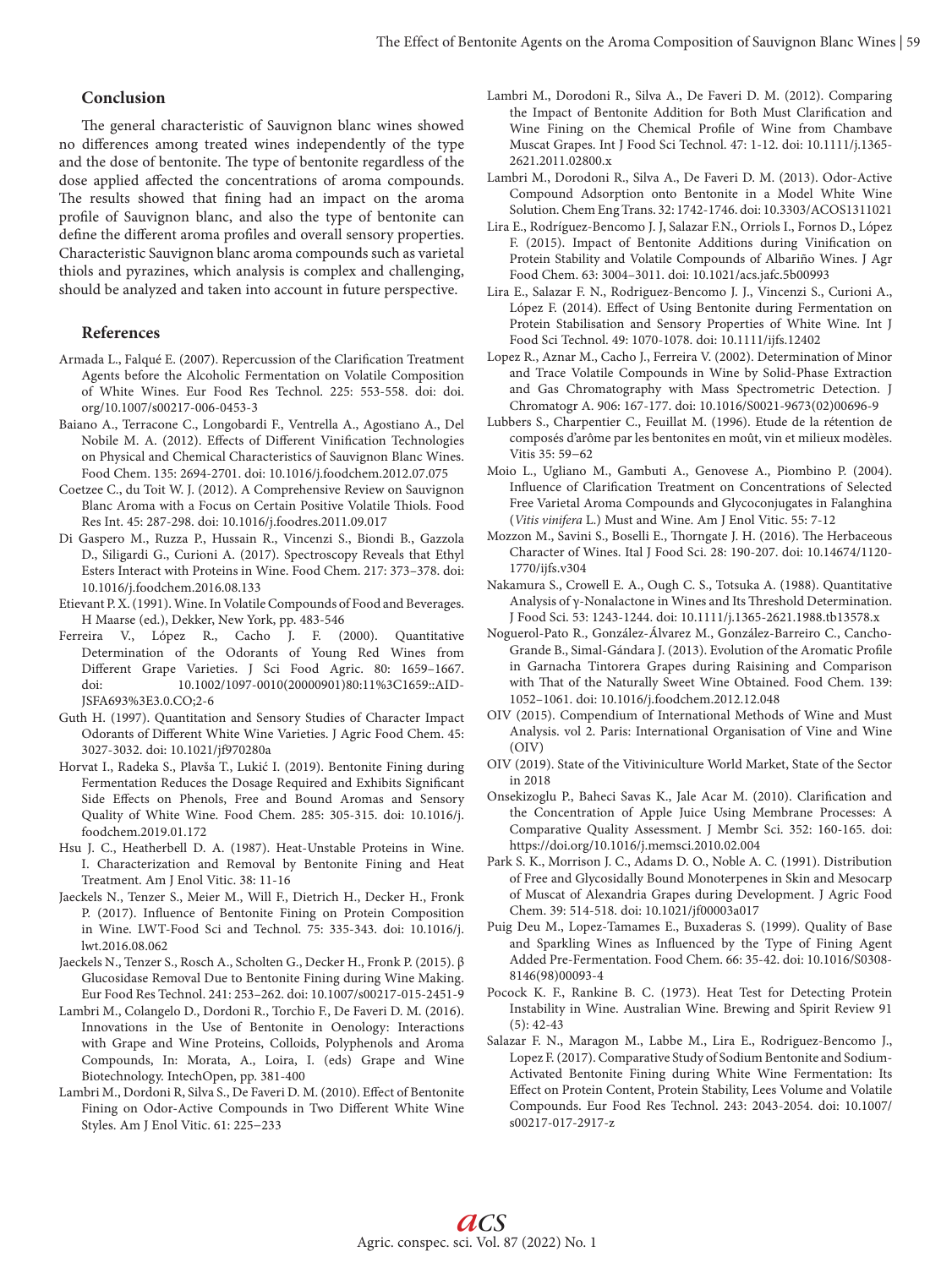## Conclusion

The general characteristic of Sauvignon blanc wines showed no differences among treated wines independently of the type and the dose of bentonite. The type of bentonite regardless of the dose applied affected the concentrations of aroma compounds. The results showed that fining had an impact on the aroma profile of Sauvignon blanc, and also the type of bentonite can define the different aroma profiles and overall sensory properties. Characteristic Sauvignon blanc aroma compounds such as varietal thiols and pyrazines, which analysis is complex and challenging, should be analyzed and taken into account in future perspective.

## References

Armada L., Falqué E. (2007). Repercussion of the Clarification Treatment Agents before the Alcoholic Fermentation on Volatile Composition of White Wines. Eur Food Res Technol. 225: 553-558. doi: doi. org/10.1007/s00217-006-0453-3

Baiano A., Terracone C., Longobardi F., Ventrella A., Agostiano A., Del Nobile M. A. (2012). Effects of Different Vinification Technologies on Physical and Chemical Characteristics of Sauvignon Blanc Wines. Food Chem. 135: 2694-2701. doi: 10.1016/j.foodchem.2012.07.075

Coetzee C., du Toit W. J. (2012). A Comprehensive Review on Sauvignon Blanc Aroma with a Focus on Certain Positive Volatile Thiols. Food Res Int. 45: 287-298. doi: 10.1016/j.foodres.2011.09.017

Di Gaspero M., Ruzza P., Hussain R., Vincenzi S., Biondi B., Gazzola D., Siligardi G., Curioni A. (2017). Spectroscopy Reveals that Ethyl Esters Interact with Proteins in Wine. Food Chem. 217: 373–378. doi: 10.1016/j.foodchem.2016.08.133

Etievant P. X. (1991). Wine. In Volatile Compounds of Food and Beverages. H Maarse (ed.), Dekker, New York, pp. 483-546

Ferreira V., López R., Cacho J. F. (2000). Quantitative Determination of the Odorants of Young Red Wines from Different Grape Varieties. J Sci Food Agric. 80: 1659–1667. doi: 10.1002/1097-0010(20000901)80:11%3C1659::AID-JSFA693%3E3.0.CO;2-6

Guth H. (1997). Quantitation and Sensory Studies of Character Impact Odorants of Different White Wine Varieties. J Agric Food Chem. 45: 3027-3032. doi: 10.1021/jf970280a

Horvat I., Radeka S., Plavša T., Lukić I. (2019). Bentonite Fining during Fermentation Reduces the Dosage Required and Exhibits Significant Side Effects on Phenols, Free and Bound Aromas and Sensory Quality of White Wine. Food Chem. 285: 305-315. doi: 10.1016/j. foodchem.2019.01.172

Hsu J. C., Heatherbell D. A. (1987). Heat-Unstable Proteins in Wine. I. Characterization and Removal by Bentonite Fining and Heat Treatment. Am J Enol Vitic. 38: 11-16

Jaeckels N., Tenzer S., Meier M., Will F., Dietrich H., Decker H., Fronk P. (2017). Influence of Bentonite Fining on Protein Composition in Wine. LWT-Food Sci and Technol. 75: 335-343. doi: 10.1016/j. lwt.2016.08.062

Jaeckels N., Tenzer S., Rosch A., Scholten G., Decker H., Fronk P. (2015). β Glucosidase Removal Due to Bentonite Fining during Wine Making. Eur Food Res Technol. 241: 253–262. doi: 10.1007/s00217-015-2451-9

Lambri M., Colangelo D., Dordoni R., Torchio F., De Faveri D. M. (2016). Innovations in the Use of Bentonite in Oenology: Interactions with Grape and Wine Proteins, Colloids, Polyphenols and Aroma Compounds, In: Morata, A., Loira, I. (eds) Grape and Wine Biotechnology. IntechOpen, pp. 381-400

Lambri M., Dordoni R, Silva S., De Faveri D. M. (2010). Effect of Bentonite Fining on Odor-Active Compounds in Two Different White Wine Styles. Am J Enol Vitic. 61: 225–233

Lambri M., Dorodoni R., Silva A., De Faveri D. M. (2012). Comparing the Impact of Bentonite Addition for Both Must Clarification and Wine Fining on the Chemical Profile of Wine from Chambave Muscat Grapes. Int J Food Sci Technol. 47: 1-12. doi: 10.1111/j.1365-2621.2011.02800.x

Lambri M., Dorodoni R., Silva A., De Faveri D. M. (2013). Odor-Active Compound Adsorption onto Bentonite in a Model White Wine Solution. Chem Eng Trans. 32: 1742-1746. doi: 10.3303/ACOS1311021

Lira E., Rodríguez-Bencomo J. J, Salazar F.N., Orriols I., Fornos D., López F. (2015). Impact of Bentonite Additions during Vinification on Protein Stability and Volatile Compounds of Albariño Wines. J Agr Food Chem. 63: 3004–3011. doi: 10.1021/acs.jafc.5b00993

Lira E., Salazar F. N., Rodriguez-Bencomo J. J., Vincenzi S., Curioni A., López F. (2014). Effect of Using Bentonite during Fermentation on Protein Stabilisation and Sensory Properties of White Wine. Int J Food Sci Technol. 49: 1070-1078. doi: 10.1111/ijfs.12402

Lopez R., Aznar M., Cacho J., Ferreira V. (2002). Determination of Minor and Trace Volatile Compounds in Wine by Solid-Phase Extraction and Gas Chromatography with Mass Spectrometric Detection. J Chromatogr A. 906: 167-177. doi: 10.1016/S0021-9673(02)00696-9

Lubbers S., Charpentier C., Feuillat M. (1996). Etude de la rétention de composés d'arôme par les bentonites en moût, vin et milieux modèles. Vitis 35: 59–62

Moio L., Ugliano M., Gambuti A., Genovese A., Piombino P. (2004). Influence of Clarification Treatment on Concentrations of Selected Free Varietal Aroma Compounds and Glycoconjugates in Falanghina (*Vitis vinifera* L.) Must and Wine. Am J Enol Vitic. 55: 7-12

Mozzon M., Savini S., Boselli E., Thorngate J. H. (2016). The Herbaceous Character of Wines. Ital J Food Sci. 28: 190-207. doi: 10.14674/1120-1770/ijfs.v304

Nakamura S., Crowell E. A., Ough C. S., Totsuka A. (1988). Quantitative Analysis of γ-Nonalactone in Wines and Its Threshold Determination. J Food Sci. 53: 1243-1244. doi: 10.1111/j.1365-2621.1988.tb13578.x

Noguerol-Pato R., González-Álvarez M., González-Barreiro C., Cancho-Grande B., Simal-Gándara J. (2013). Evolution of the Aromatic Profile in Garnacha Tintorera Grapes during Raisining and Comparison with That of the Naturally Sweet Wine Obtained. Food Chem. 139: 1052–1061. doi: 10.1016/j.foodchem.2012.12.048

OIV (2015). Compendium of International Methods of Wine and Must Analysis. vol 2. Paris: International Organisation of Vine and Wine (OIV)

OIV (2019). State of the Vitiviniculture World Market, State of the Sector in 2018

Onsekizoglu P., Baheci Savas K., Jale Acar M. (2010). Clarification and the Concentration of Apple Juice Using Membrane Processes: A Comparative Quality Assessment. J Membr Sci. 352: 160-165. doi: https://doi.org/10.1016/j.memsci.2010.02.004

Park S. K., Morrison J. C., Adams D. O., Noble A. C. (1991). Distribution of Free and Glycosidally Bound Monoterpenes in Skin and Mesocarp of Muscat of Alexandria Grapes during Development. J Agric Food Chem. 39: 514-518. doi: 10.1021/jf00003a017

Puig Deu M., Lopez-Tamames E., Buxaderas S. (1999). Quality of Base and Sparkling Wines as Influenced by the Type of Fining Agent Added Pre-Fermentation. Food Chem. 66: 35-42. doi: 10.1016/S0308-8146(98)00093-4

Pocock K. F., Rankine B. C. (1973). Heat Test for Detecting Protein Instability in Wine. Australian Wine. Brewing and Spirit Review 91 (5): 42-43

Salazar F. N., Maragon M., Labbe M., Lira E., Rodriguez-Bencomo J., Lopez F. (2017). Comparative Study of Sodium Bentonite and Sodium-Activated Bentonite Fining during White Wine Fermentation: Its Effect on Protein Content, Protein Stability, Lees Volume and Volatile Compounds. Eur Food Res Technol. 243: 2043-2054. doi: 10.1007/ s00217-017-2917-z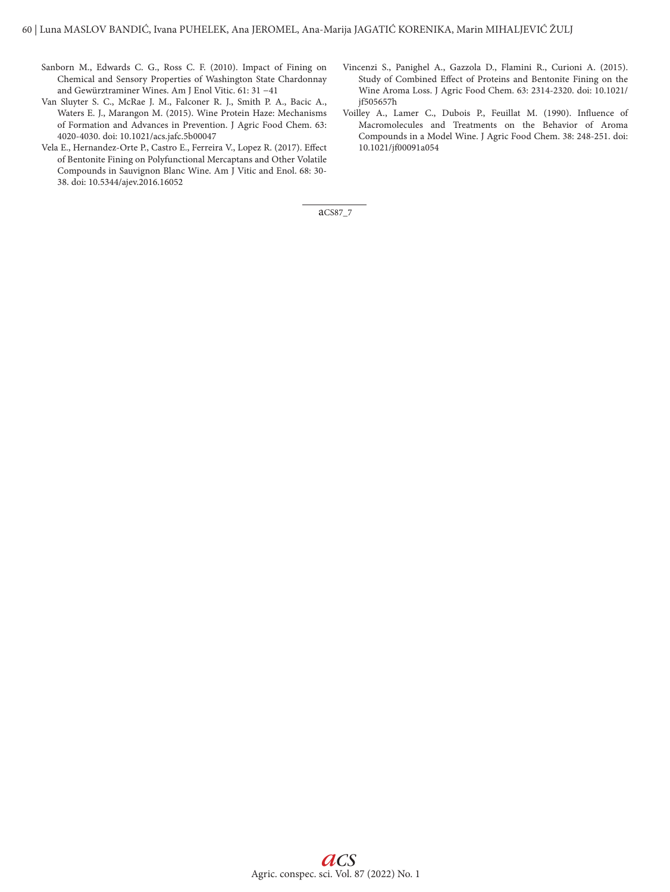Sanborn M., Edwards C. G., Ross C. F. (2010). Impact of Fining on Chemical and Sensory Properties of Washington State Chardonnay and Gewürztraminer Wines. Am J Enol Vitic. 61: 31 –41

Van Sluyter S. C., McRae J. M., Falconer R. J., Smith P. A., Bacic A., Waters E. J., Marangon M. (2015). Wine Protein Haze: Mechanisms of Formation and Advances in Prevention. J Agric Food Chem. 63: 4020-4030. doi: 10.1021/acs.jafc.5b00047

Vela E., Hernandez-Orte P., Castro E., Ferreira V., Lopez R. (2017). Effect of Bentonite Fining on Polyfunctional Mercaptans and Other Volatile Compounds in Sauvignon Blanc Wine. Am J Vitic and Enol. 68: 30-38. doi: 10.5344/ajev.2016.16052

Vincenzi S., Panighel A., Gazzola D., Flamini R., Curioni A. (2015). Study of Combined Effect of Proteins and Bentonite Fining on the Wine Aroma Loss. J Agric Food Chem. 63: 2314-2320. doi: 10.1021/jf505657h

Voilley A., Lamer C., Dubois P., Feuillat M. (1990). Influence of Macromolecules and Treatments on the Behavior of Aroma Compounds in a Model Wine. J Agric Food Chem. 38: 248-251. doi: 10.1021/jf00091a054

---

aCS87_7